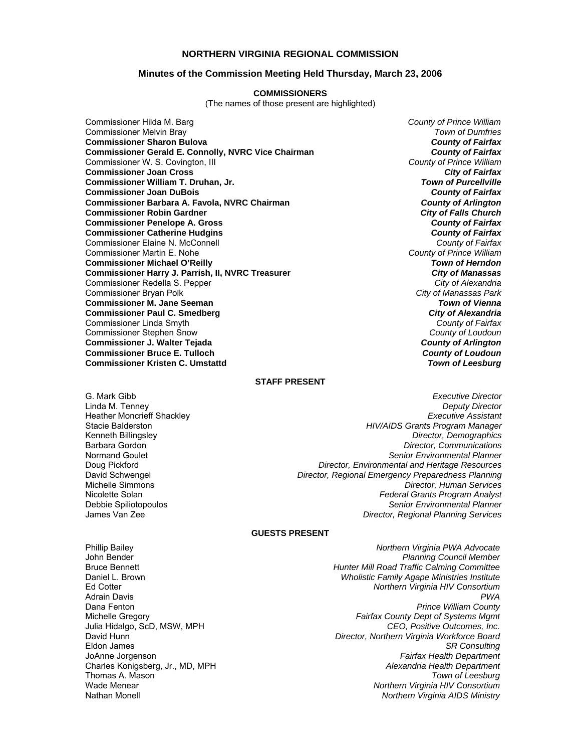# NORTHERN VIRGINIA REGIONAL COMMISSION

## Minutes of the Commission Meeting Held Thursday, March 23, 2006

### COMMISSIONERS

(The names of those present are highlighted)

| | |
|---|---|
| Commissioner Hilda M. Barg | *County of Prince William* |
| Commissioner Melvin Bray | *Town of Dumfries* |
| **Commissioner Sharon Bulova** | ***County of Fairfax*** |
| **Commissioner Gerald E. Connolly, NVRC Vice Chairman** | ***County of Fairfax*** |
| Commissioner W. S. Covington, III | *County of Prince William* |
| **Commissioner Joan Cross** | ***City of Fairfax*** |
| **Commissioner William T. Druhan, Jr.** | ***Town of Purcellville*** |
| **Commissioner Joan DuBois** | ***County of Fairfax*** |
| **Commissioner Barbara A. Favola, NVRC Chairman** | ***County of Arlington*** |
| **Commissioner Robin Gardner** | ***City of Falls Church*** |
| **Commissioner Penelope A. Gross** | ***County of Fairfax*** |
| **Commissioner Catherine Hudgins** | ***County of Fairfax*** |
| Commissioner Elaine N. McConnell | *County of Fairfax* |
| Commissioner Martin E. Nohe | *County of Prince William* |
| **Commissioner Michael O'Reilly** | ***Town of Herndon*** |
| **Commissioner Harry J. Parrish, II, NVRC Treasurer** | ***City of Manassas*** |
| Commissioner Redella S. Pepper | *City of Alexandria* |
| Commissioner Bryan Polk | *City of Manassas Park* |
| **Commissioner M. Jane Seeman** | ***Town of Vienna*** |
| **Commissioner Paul C. Smedberg** | ***City of Alexandria*** |
| Commissioner Linda Smyth | *County of Fairfax* |
| Commissioner Stephen Snow | *County of Loudoun* |
| **Commissioner J. Walter Tejada** | ***County of Arlington*** |
| **Commissioner Bruce E. Tulloch** | ***County of Loudoun*** |
| **Commissioner Kristen C. Umstattd** | ***Town of Leesburg*** |

### STAFF PRESENT

| | |
|---|---|
| G. Mark Gibb | *Executive Director* |
| Linda M. Tenney | *Deputy Director* |
| Heather Moncrieff Shackley | *Executive Assistant* |
| Stacie Balderston | *HIV/AIDS Grants Program Manager* |
| Kenneth Billingsley | *Director, Demographics* |
| Barbara Gordon | *Director, Communications* |
| Normand Goulet | *Senior Environmental Planner* |
| Doug Pickford | *Director, Environmental and Heritage Resources* |
| David Schwengel | *Director, Regional Emergency Preparedness Planning* |
| Michelle Simmons | *Director, Human Services* |
| Nicolette Solan | *Federal Grants Program Analyst* |
| Debbie Spiliotopoulos | *Senior Environmental Planner* |
| James Van Zee | *Director, Regional Planning Services* |

### GUESTS PRESENT

| | |
|---|---|
| Phillip Bailey | *Northern Virginia PWA Advocate* |
| John Bender | *Planning Council Member* |
| Bruce Bennett | *Hunter Mill Road Traffic Calming Committee* |
| Daniel L. Brown | *Wholistic Family Agape Ministries Institute* |
| Ed Cotter | *Northern Virginia HIV Consortium* |
| Adrain Davis | *PWA* |
| Dana Fenton | *Prince William County* |
| Michelle Gregory | *Fairfax County Dept of Systems Mgmt* |
| Julia Hidalgo, ScD, MSW, MPH | *CEO, Positive Outcomes, Inc.* |
| David Hunn | *Director, Northern Virginia Workforce Board* |
| Eldon James | *SR Consulting* |
| JoAnne Jorgenson | *Fairfax Health Department* |
| Charles Konigsberg, Jr., MD, MPH | *Alexandria Health Department* |
| Thomas A. Mason | *Town of Leesburg* |
| Wade Menear | *Northern Virginia HIV Consortium* |
| Nathan Monell | *Northern Virginia AIDS Ministry* |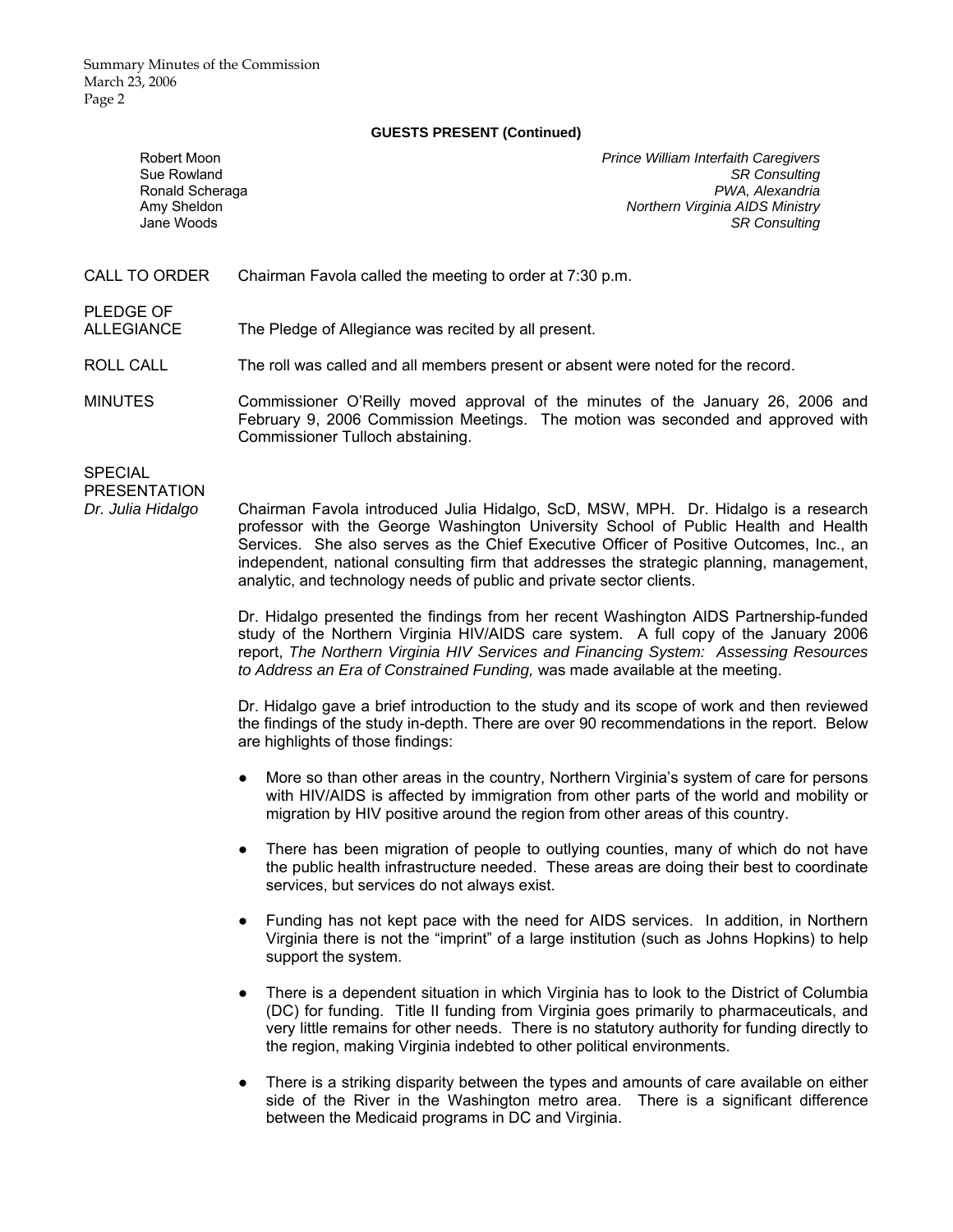**GUESTS PRESENT (Continued)**

| | |
|---|---|
| Robert Moon | *Prince William Interfaith Caregivers* |
| Sue Rowland | *SR Consulting* |
| Ronald Scheraga | *PWA, Alexandria* |
| Amy Sheldon | *Northern Virginia AIDS Ministry* |
| Jane Woods | *SR Consulting* |

CALL TO ORDER

Chairman Favola called the meeting to order at 7:30 p.m.

PLEDGE OF ALLEGIANCE

The Pledge of Allegiance was recited by all present.

ROLL CALL

The roll was called and all members present or absent were noted for the record.

MINUTES

Commissioner O'Reilly moved approval of the minutes of the January 26, 2006 and February 9, 2006 Commission Meetings. The motion was seconded and approved with Commissioner Tulloch abstaining.

SPECIAL PRESENTATION
*Dr. Julia Hidalgo*

Chairman Favola introduced Julia Hidalgo, ScD, MSW, MPH. Dr. Hidalgo is a research professor with the George Washington University School of Public Health and Health Services. She also serves as the Chief Executive Officer of Positive Outcomes, Inc., an independent, national consulting firm that addresses the strategic planning, management, analytic, and technology needs of public and private sector clients.

Dr. Hidalgo presented the findings from her recent Washington AIDS Partnership-funded study of the Northern Virginia HIV/AIDS care system. A full copy of the January 2006 report, *The Northern Virginia HIV Services and Financing System: Assessing Resources to Address an Era of Constrained Funding,* was made available at the meeting.

Dr. Hidalgo gave a brief introduction to the study and its scope of work and then reviewed the findings of the study in-depth. There are over 90 recommendations in the report. Below are highlights of those findings:

- More so than other areas in the country, Northern Virginia's system of care for persons with HIV/AIDS is affected by immigration from other parts of the world and mobility or migration by HIV positive around the region from other areas of this country.

- There has been migration of people to outlying counties, many of which do not have the public health infrastructure needed. These areas are doing their best to coordinate services, but services do not always exist.

- Funding has not kept pace with the need for AIDS services. In addition, in Northern Virginia there is not the "imprint" of a large institution (such as Johns Hopkins) to help support the system.

- There is a dependent situation in which Virginia has to look to the District of Columbia (DC) for funding. Title II funding from Virginia goes primarily to pharmaceuticals, and very little remains for other needs. There is no statutory authority for funding directly to the region, making Virginia indebted to other political environments.

- There is a striking disparity between the types and amounts of care available on either side of the River in the Washington metro area. There is a significant difference between the Medicaid programs in DC and Virginia.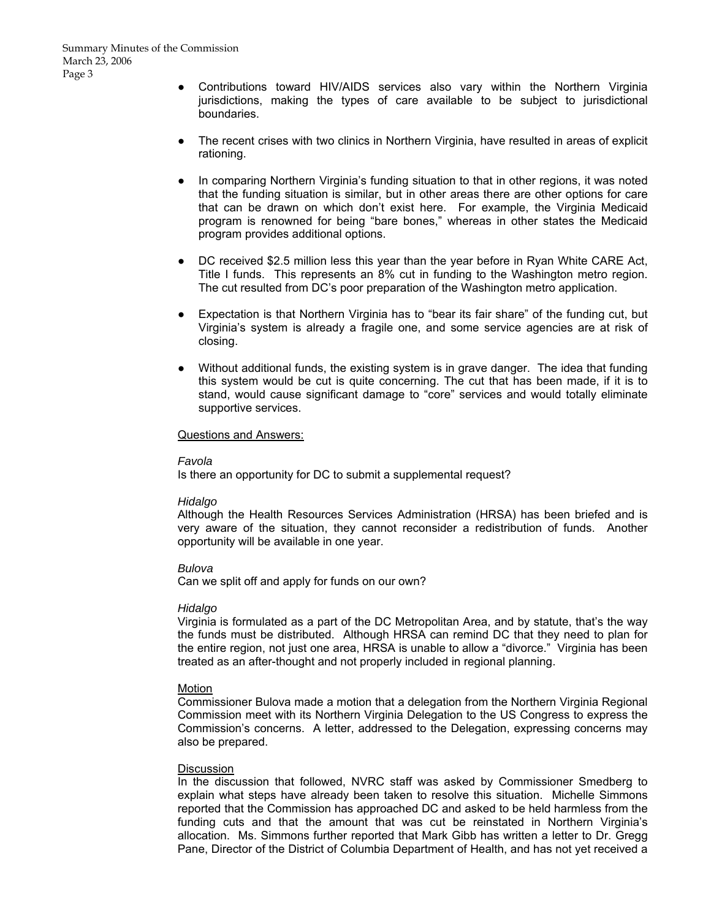- Contributions toward HIV/AIDS services also vary within the Northern Virginia jurisdictions, making the types of care available to be subject to jurisdictional boundaries.

- The recent crises with two clinics in Northern Virginia, have resulted in areas of explicit rationing.

- In comparing Northern Virginia's funding situation to that in other regions, it was noted that the funding situation is similar, but in other areas there are other options for care that can be drawn on which don't exist here. For example, the Virginia Medicaid program is renowned for being "bare bones," whereas in other states the Medicaid program provides additional options.

- DC received $2.5 million less this year than the year before in Ryan White CARE Act, Title I funds. This represents an 8% cut in funding to the Washington metro region. The cut resulted from DC's poor preparation of the Washington metro application.

- Expectation is that Northern Virginia has to "bear its fair share" of the funding cut, but Virginia's system is already a fragile one, and some service agencies are at risk of closing.

- Without additional funds, the existing system is in grave danger. The idea that funding this system would be cut is quite concerning. The cut that has been made, if it is to stand, would cause significant damage to "core" services and would totally eliminate supportive services.

<u>Questions and Answers:</u>

*Favola*
Is there an opportunity for DC to submit a supplemental request?

*Hidalgo*
Although the Health Resources Services Administration (HRSA) has been briefed and is very aware of the situation, they cannot reconsider a redistribution of funds. Another opportunity will be available in one year.

*Bulova*
Can we split off and apply for funds on our own?

*Hidalgo*
Virginia is formulated as a part of the DC Metropolitan Area, and by statute, that's the way the funds must be distributed. Although HRSA can remind DC that they need to plan for the entire region, not just one area, HRSA is unable to allow a "divorce." Virginia has been treated as an after-thought and not properly included in regional planning.

<u>Motion</u>
Commissioner Bulova made a motion that a delegation from the Northern Virginia Regional Commission meet with its Northern Virginia Delegation to the US Congress to express the Commission's concerns. A letter, addressed to the Delegation, expressing concerns may also be prepared.

<u>Discussion</u>
In the discussion that followed, NVRC staff was asked by Commissioner Smedberg to explain what steps have already been taken to resolve this situation. Michelle Simmons reported that the Commission has approached DC and asked to be held harmless from the funding cuts and that the amount that was cut be reinstated in Northern Virginia's allocation. Ms. Simmons further reported that Mark Gibb has written a letter to Dr. Gregg Pane, Director of the District of Columbia Department of Health, and has not yet received a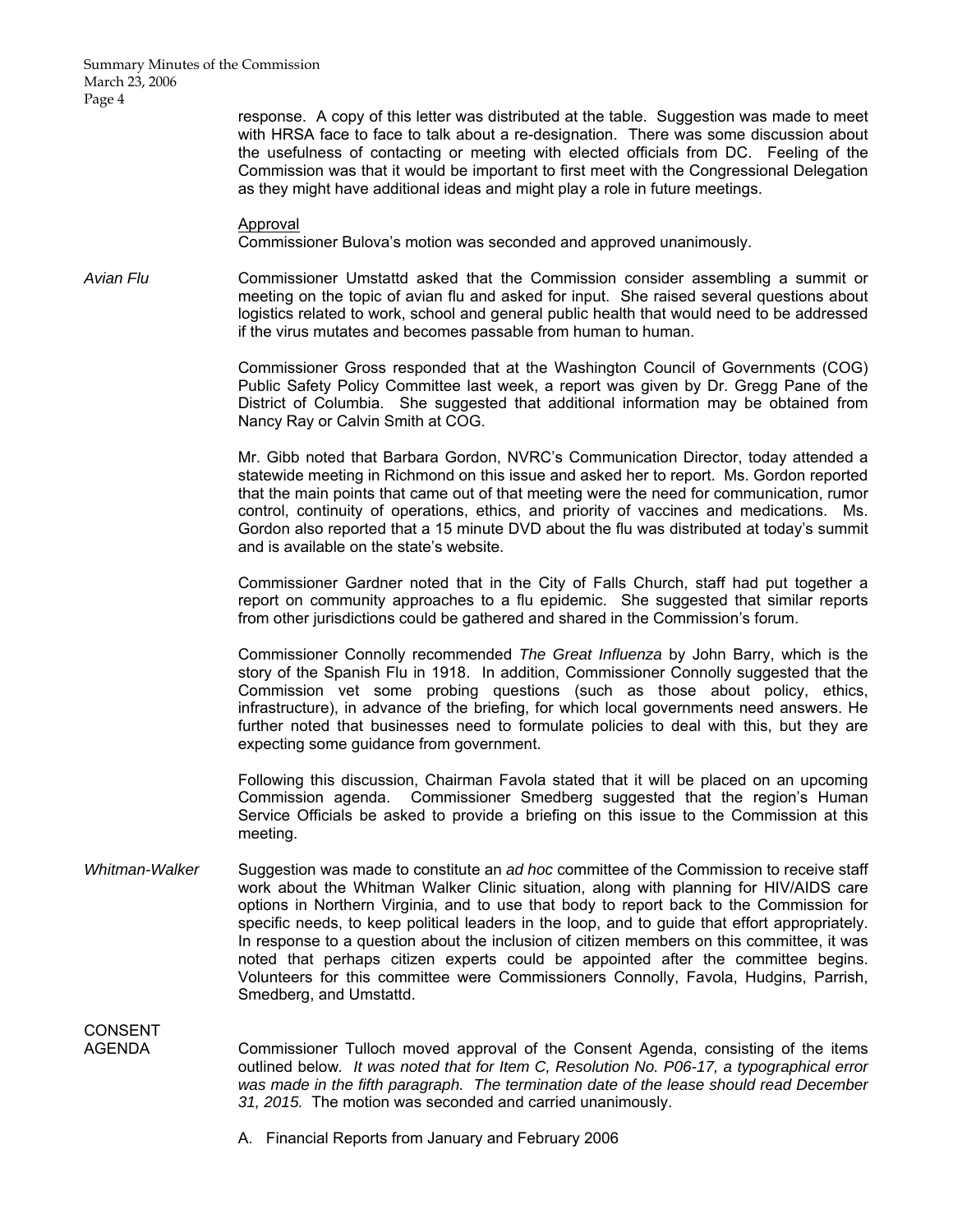response. A copy of this letter was distributed at the table. Suggestion was made to meet with HRSA face to face to talk about a re-designation. There was some discussion about the usefulness of contacting or meeting with elected officials from DC. Feeling of the Commission was that it would be important to first meet with the Congressional Delegation as they might have additional ideas and might play a role in future meetings.

Approval

Commissioner Bulova's motion was seconded and approved unanimously.

*Avian Flu*

Commissioner Umstattd asked that the Commission consider assembling a summit or meeting on the topic of avian flu and asked for input. She raised several questions about logistics related to work, school and general public health that would need to be addressed if the virus mutates and becomes passable from human to human.

Commissioner Gross responded that at the Washington Council of Governments (COG) Public Safety Policy Committee last week, a report was given by Dr. Gregg Pane of the District of Columbia. She suggested that additional information may be obtained from Nancy Ray or Calvin Smith at COG.

Mr. Gibb noted that Barbara Gordon, NVRC's Communication Director, today attended a statewide meeting in Richmond on this issue and asked her to report. Ms. Gordon reported that the main points that came out of that meeting were the need for communication, rumor control, continuity of operations, ethics, and priority of vaccines and medications. Ms. Gordon also reported that a 15 minute DVD about the flu was distributed at today's summit and is available on the state's website.

Commissioner Gardner noted that in the City of Falls Church, staff had put together a report on community approaches to a flu epidemic. She suggested that similar reports from other jurisdictions could be gathered and shared in the Commission's forum.

Commissioner Connolly recommended *The Great Influenza* by John Barry, which is the story of the Spanish Flu in 1918. In addition, Commissioner Connolly suggested that the Commission vet some probing questions (such as those about policy, ethics, infrastructure), in advance of the briefing, for which local governments need answers. He further noted that businesses need to formulate policies to deal with this, but they are expecting some guidance from government.

Following this discussion, Chairman Favola stated that it will be placed on an upcoming Commission agenda. Commissioner Smedberg suggested that the region's Human Service Officials be asked to provide a briefing on this issue to the Commission at this meeting.

*Whitman-Walker*

Suggestion was made to constitute an *ad hoc* committee of the Commission to receive staff work about the Whitman Walker Clinic situation, along with planning for HIV/AIDS care options in Northern Virginia, and to use that body to report back to the Commission for specific needs, to keep political leaders in the loop, and to guide that effort appropriately. In response to a question about the inclusion of citizen members on this committee, it was noted that perhaps citizen experts could be appointed after the committee begins. Volunteers for this committee were Commissioners Connolly, Favola, Hudgins, Parrish, Smedberg, and Umstattd.

CONSENT AGENDA

Commissioner Tulloch moved approval of the Consent Agenda, consisting of the items outlined below. *It was noted that for Item C, Resolution No. P06-17, a typographical error was made in the fifth paragraph. The termination date of the lease should read December 31, 2015.* The motion was seconded and carried unanimously.

A. Financial Reports from January and February 2006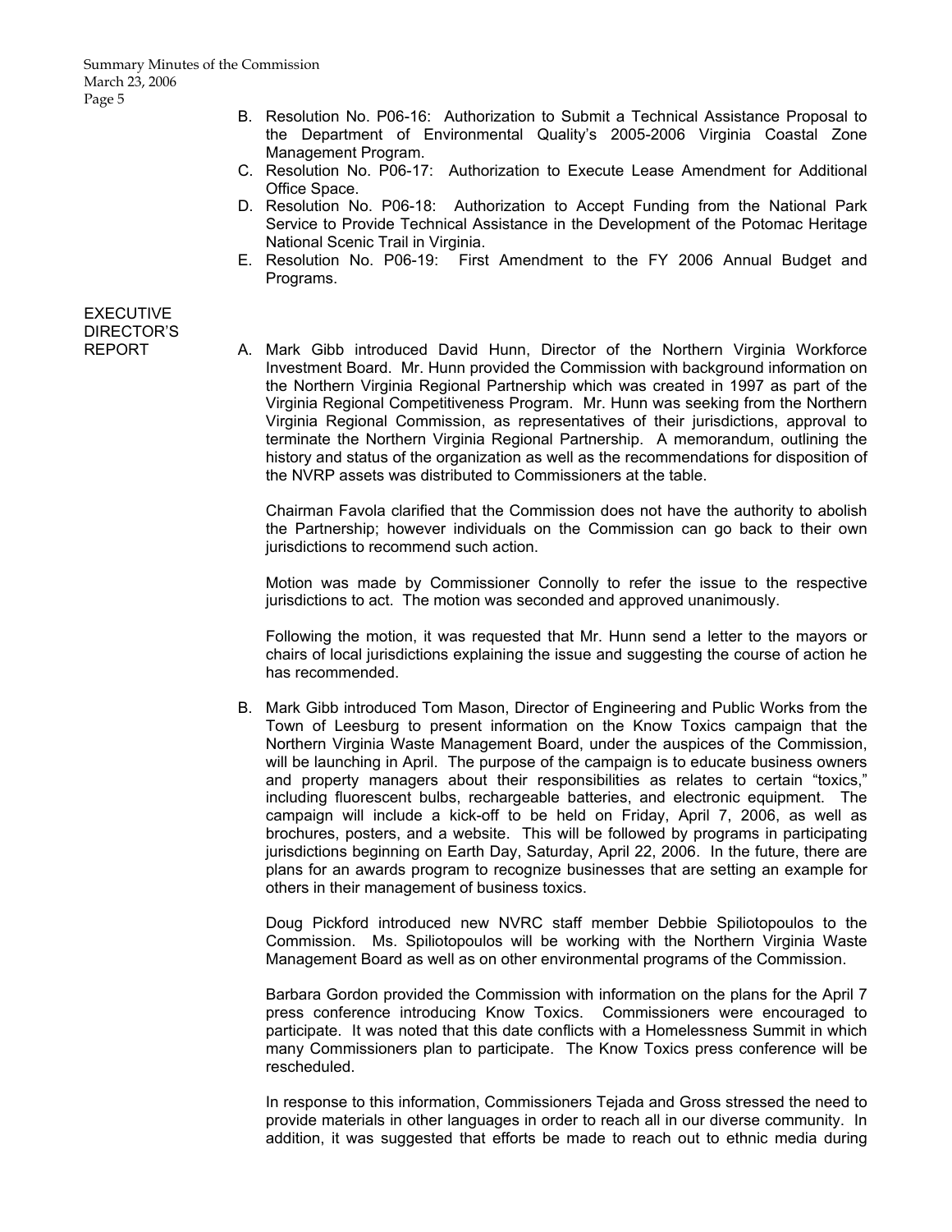B. Resolution No. P06-16: Authorization to Submit a Technical Assistance Proposal to the Department of Environmental Quality's 2005-2006 Virginia Coastal Zone Management Program.
C. Resolution No. P06-17: Authorization to Execute Lease Amendment for Additional Office Space.
D. Resolution No. P06-18: Authorization to Accept Funding from the National Park Service to Provide Technical Assistance in the Development of the Potomac Heritage National Scenic Trail in Virginia.
E. Resolution No. P06-19: First Amendment to the FY 2006 Annual Budget and Programs.

**EXECUTIVE DIRECTOR'S REPORT**

A. Mark Gibb introduced David Hunn, Director of the Northern Virginia Workforce Investment Board. Mr. Hunn provided the Commission with background information on the Northern Virginia Regional Partnership which was created in 1997 as part of the Virginia Regional Competitiveness Program. Mr. Hunn was seeking from the Northern Virginia Regional Commission, as representatives of their jurisdictions, approval to terminate the Northern Virginia Regional Partnership. A memorandum, outlining the history and status of the organization as well as the recommendations for disposition of the NVRP assets was distributed to Commissioners at the table.

   Chairman Favola clarified that the Commission does not have the authority to abolish the Partnership; however individuals on the Commission can go back to their own jurisdictions to recommend such action.

   Motion was made by Commissioner Connolly to refer the issue to the respective jurisdictions to act. The motion was seconded and approved unanimously.

   Following the motion, it was requested that Mr. Hunn send a letter to the mayors or chairs of local jurisdictions explaining the issue and suggesting the course of action he has recommended.

B. Mark Gibb introduced Tom Mason, Director of Engineering and Public Works from the Town of Leesburg to present information on the Know Toxics campaign that the Northern Virginia Waste Management Board, under the auspices of the Commission, will be launching in April. The purpose of the campaign is to educate business owners and property managers about their responsibilities as relates to certain "toxics," including fluorescent bulbs, rechargeable batteries, and electronic equipment. The campaign will include a kick-off to be held on Friday, April 7, 2006, as well as brochures, posters, and a website. This will be followed by programs in participating jurisdictions beginning on Earth Day, Saturday, April 22, 2006. In the future, there are plans for an awards program to recognize businesses that are setting an example for others in their management of business toxics.

   Doug Pickford introduced new NVRC staff member Debbie Spiliotopoulos to the Commission. Ms. Spiliotopoulos will be working with the Northern Virginia Waste Management Board as well as on other environmental programs of the Commission.

   Barbara Gordon provided the Commission with information on the plans for the April 7 press conference introducing Know Toxics. Commissioners were encouraged to participate. It was noted that this date conflicts with a Homelessness Summit in which many Commissioners plan to participate. The Know Toxics press conference will be rescheduled.

   In response to this information, Commissioners Tejada and Gross stressed the need to provide materials in other languages in order to reach all in our diverse community. In addition, it was suggested that efforts be made to reach out to ethnic media during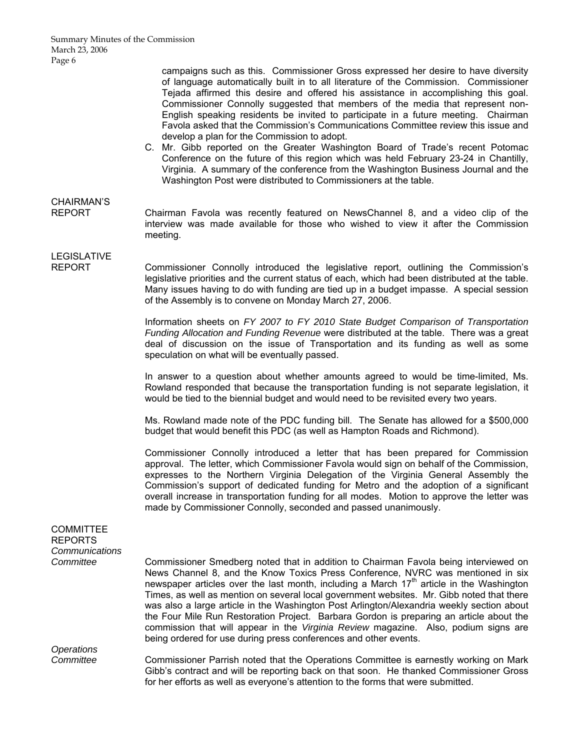campaigns such as this. Commissioner Gross expressed her desire to have diversity of language automatically built in to all literature of the Commission. Commissioner Tejada affirmed this desire and offered his assistance in accomplishing this goal. Commissioner Connolly suggested that members of the media that represent non-English speaking residents be invited to participate in a future meeting. Chairman Favola asked that the Commission's Communications Committee review this issue and develop a plan for the Commission to adopt.

C. Mr. Gibb reported on the Greater Washington Board of Trade's recent Potomac Conference on the future of this region which was held February 23-24 in Chantilly, Virginia. A summary of the conference from the Washington Business Journal and the Washington Post were distributed to Commissioners at the table.

**CHAIRMAN'S REPORT**

Chairman Favola was recently featured on NewsChannel 8, and a video clip of the interview was made available for those who wished to view it after the Commission meeting.

**LEGISLATIVE REPORT**

Commissioner Connolly introduced the legislative report, outlining the Commission's legislative priorities and the current status of each, which had been distributed at the table. Many issues having to do with funding are tied up in a budget impasse. A special session of the Assembly is to convene on Monday March 27, 2006.

Information sheets on *FY 2007 to FY 2010 State Budget Comparison of Transportation Funding Allocation and Funding Revenue* were distributed at the table. There was a great deal of discussion on the issue of Transportation and its funding as well as some speculation on what will be eventually passed.

In answer to a question about whether amounts agreed to would be time-limited, Ms. Rowland responded that because the transportation funding is not separate legislation, it would be tied to the biennial budget and would need to be revisited every two years.

Ms. Rowland made note of the PDC funding bill. The Senate has allowed for a $500,000 budget that would benefit this PDC (as well as Hampton Roads and Richmond).

Commissioner Connolly introduced a letter that has been prepared for Commission approval. The letter, which Commissioner Favola would sign on behalf of the Commission, expresses to the Northern Virginia Delegation of the Virginia General Assembly the Commission's support of dedicated funding for Metro and the adoption of a significant overall increase in transportation funding for all modes. Motion to approve the letter was made by Commissioner Connolly, seconded and passed unanimously.

**COMMITTEE REPORTS**

*Communications Committee*

Commissioner Smedberg noted that in addition to Chairman Favola being interviewed on News Channel 8, and the Know Toxics Press Conference, NVRC was mentioned in six newspaper articles over the last month, including a March 17th article in the Washington Times, as well as mention on several local government websites. Mr. Gibb noted that there was also a large article in the Washington Post Arlington/Alexandria weekly section about the Four Mile Run Restoration Project. Barbara Gordon is preparing an article about the commission that will appear in the *Virginia Review* magazine. Also, podium signs are being ordered for use during press conferences and other events.

*Operations Committee*

Commissioner Parrish noted that the Operations Committee is earnestly working on Mark Gibb's contract and will be reporting back on that soon. He thanked Commissioner Gross for her efforts as well as everyone's attention to the forms that were submitted.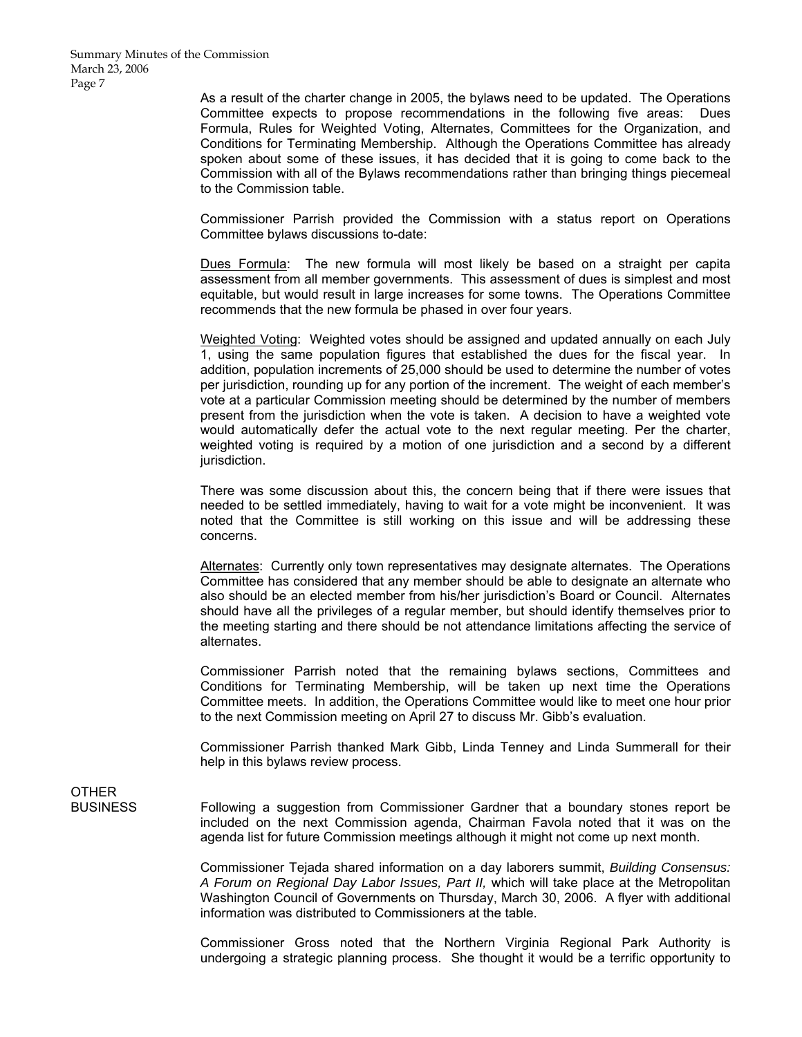As a result of the charter change in 2005, the bylaws need to be updated. The Operations Committee expects to propose recommendations in the following five areas: Dues Formula, Rules for Weighted Voting, Alternates, Committees for the Organization, and Conditions for Terminating Membership. Although the Operations Committee has already spoken about some of these issues, it has decided that it is going to come back to the Commission with all of the Bylaws recommendations rather than bringing things piecemeal to the Commission table.

Commissioner Parrish provided the Commission with a status report on Operations Committee bylaws discussions to-date:

<u>Dues Formula</u>: The new formula will most likely be based on a straight per capita assessment from all member governments. This assessment of dues is simplest and most equitable, but would result in large increases for some towns. The Operations Committee recommends that the new formula be phased in over four years.

<u>Weighted Voting</u>: Weighted votes should be assigned and updated annually on each July 1, using the same population figures that established the dues for the fiscal year. In addition, population increments of 25,000 should be used to determine the number of votes per jurisdiction, rounding up for any portion of the increment. The weight of each member's vote at a particular Commission meeting should be determined by the number of members present from the jurisdiction when the vote is taken. A decision to have a weighted vote would automatically defer the actual vote to the next regular meeting. Per the charter, weighted voting is required by a motion of one jurisdiction and a second by a different jurisdiction.

There was some discussion about this, the concern being that if there were issues that needed to be settled immediately, having to wait for a vote might be inconvenient. It was noted that the Committee is still working on this issue and will be addressing these concerns.

<u>Alternates</u>: Currently only town representatives may designate alternates. The Operations Committee has considered that any member should be able to designate an alternate who also should be an elected member from his/her jurisdiction's Board or Council. Alternates should have all the privileges of a regular member, but should identify themselves prior to the meeting starting and there should be not attendance limitations affecting the service of alternates.

Commissioner Parrish noted that the remaining bylaws sections, Committees and Conditions for Terminating Membership, will be taken up next time the Operations Committee meets. In addition, the Operations Committee would like to meet one hour prior to the next Commission meeting on April 27 to discuss Mr. Gibb's evaluation.

Commissioner Parrish thanked Mark Gibb, Linda Tenney and Linda Summerall for their help in this bylaws review process.

**OTHER BUSINESS**

Following a suggestion from Commissioner Gardner that a boundary stones report be included on the next Commission agenda, Chairman Favola noted that it was on the agenda list for future Commission meetings although it might not come up next month.

Commissioner Tejada shared information on a day laborers summit, *Building Consensus: A Forum on Regional Day Labor Issues, Part II,* which will take place at the Metropolitan Washington Council of Governments on Thursday, March 30, 2006. A flyer with additional information was distributed to Commissioners at the table.

Commissioner Gross noted that the Northern Virginia Regional Park Authority is undergoing a strategic planning process. She thought it would be a terrific opportunity to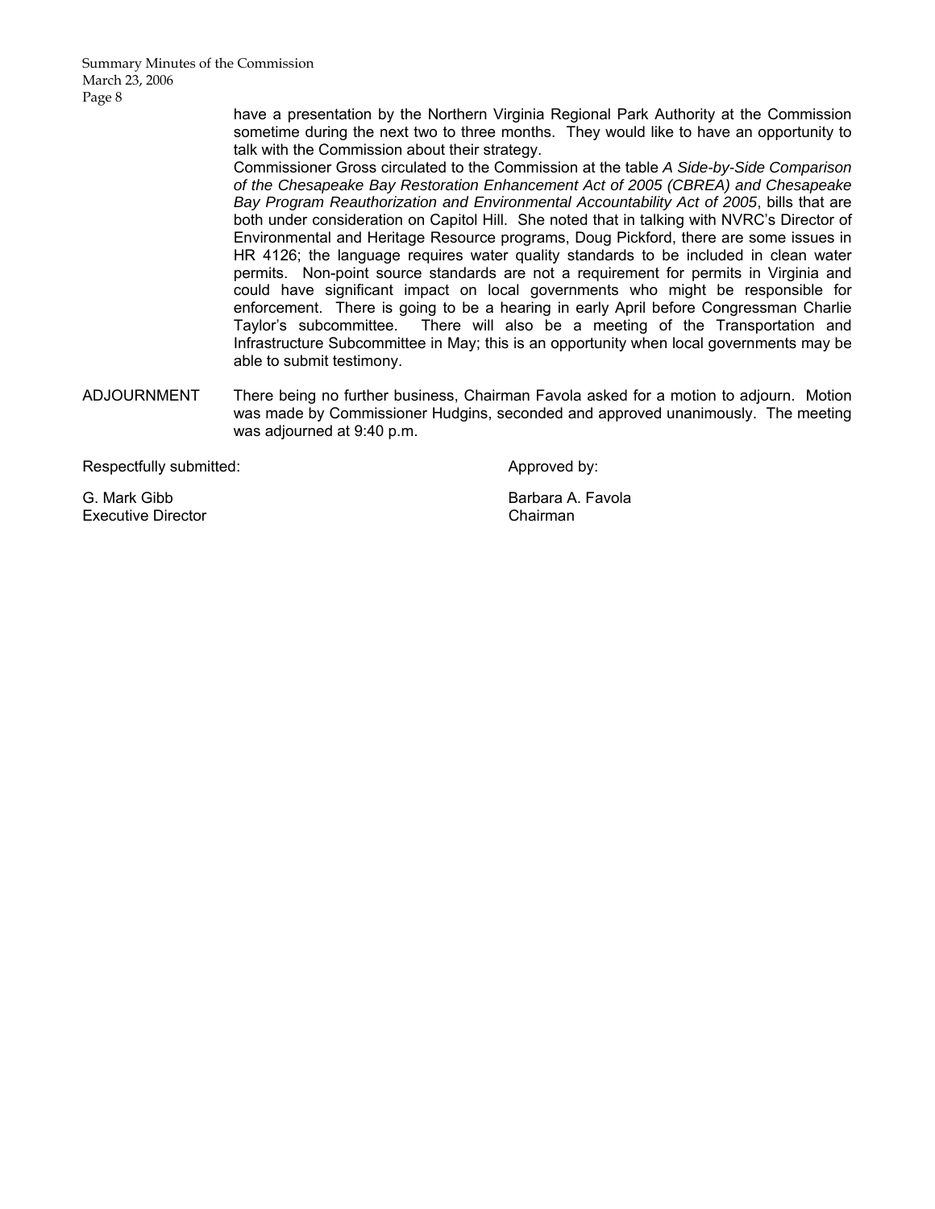have a presentation by the Northern Virginia Regional Park Authority at the Commission sometime during the next two to three months. They would like to have an opportunity to talk with the Commission about their strategy.

Commissioner Gross circulated to the Commission at the table *A Side-by-Side Comparison of the Chesapeake Bay Restoration Enhancement Act of 2005 (CBREA) and Chesapeake Bay Program Reauthorization and Environmental Accountability Act of 2005*, bills that are both under consideration on Capitol Hill. She noted that in talking with NVRC's Director of Environmental and Heritage Resource programs, Doug Pickford, there are some issues in HR 4126; the language requires water quality standards to be included in clean water permits. Non-point source standards are not a requirement for permits in Virginia and could have significant impact on local governments who might be responsible for enforcement. There is going to be a hearing in early April before Congressman Charlie Taylor's subcommittee. There will also be a meeting of the Transportation and Infrastructure Subcommittee in May; this is an opportunity when local governments may be able to submit testimony.

ADJOURNMENT There being no further business, Chairman Favola asked for a motion to adjourn. Motion was made by Commissioner Hudgins, seconded and approved unanimously. The meeting was adjourned at 9:40 p.m.

Respectfully submitted:

G. Mark Gibb
Executive Director

Approved by:

Barbara A. Favola
Chairman